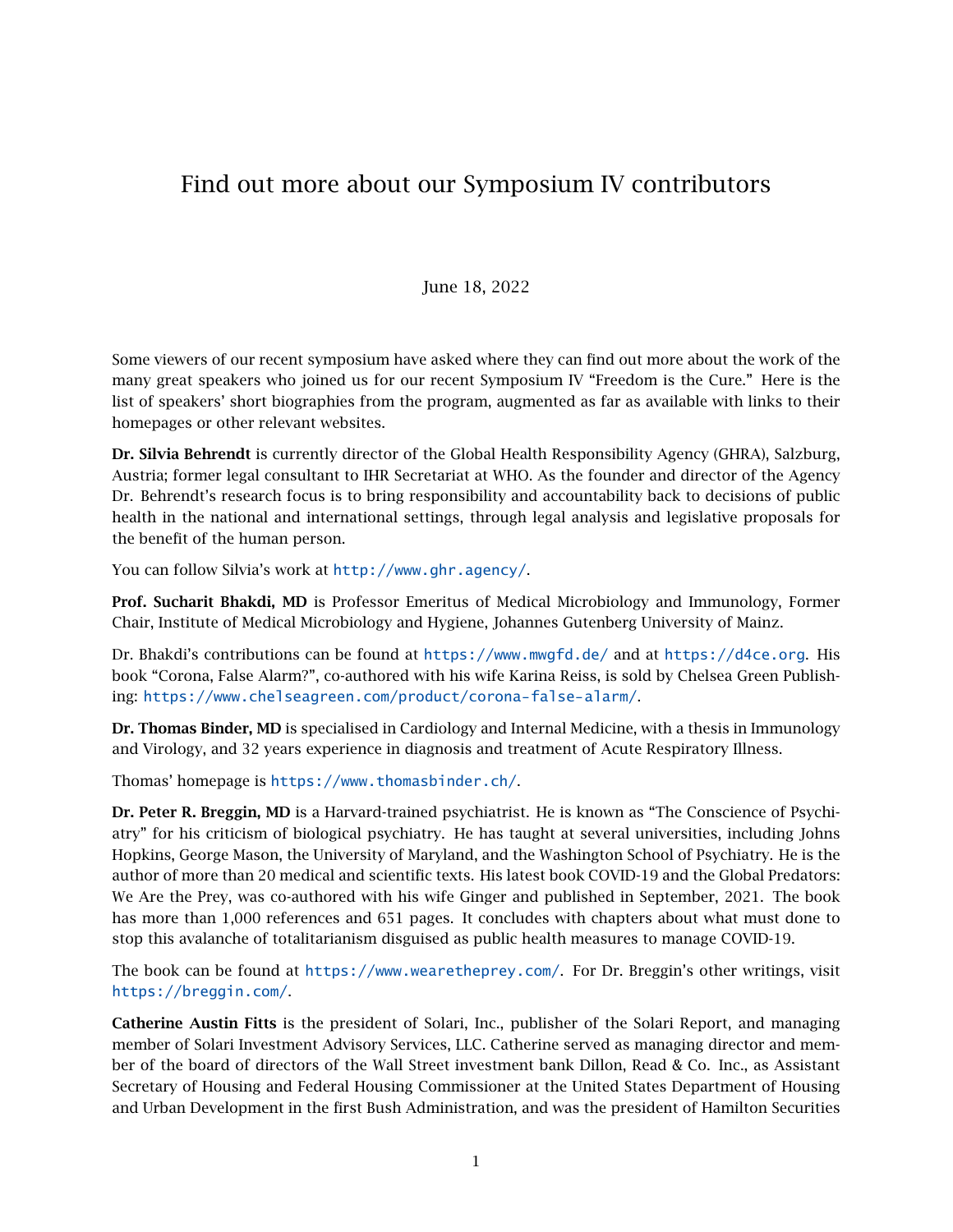# Find out more about our Symposium IV contributors

June 18, 2022

Some viewers of our recent symposium have asked where they can find out more about the work of the many great speakers who joined us for our recent Symposium IV "Freedom is the Cure." Here is the list of speakers' short biographies from the program, augmented as far as available with links to their homepages or other relevant websites.

**Dr. Silvia Behrendt** is currently director of the Global Health Responsibility Agency (GHRA), Salzburg, Austria; former legal consultant to IHR Secretariat at WHO. As the founder and director of the Agency Dr. Behrendt's research focus is to bring responsibility and accountability back to decisions of public health in the national and international settings, through legal analysis and legislative proposals for the benefit of the human person.

You can follow Silvia's work at http://www.ghr.agency/.

**Prof. Sucharit Bhakdi, MD** is Professor Emeritus of Medical Microbiology and Immunology, Former Chair, Institute of Medical Microbiology and Hygiene, Johannes Gutenberg University of Mainz.

Dr. Bhakdi's contributions can be found at https://www.mwgfd.de/ and at https://d4ce.org. His book "Corona, False Alarm?", co-authored with his wife Karina Reiss, is sold by Chelsea Green Publishing: https://www.chelseagreen.com/product/corona-false-alarm/.

**Dr. Thomas Binder, MD** is specialised in Cardiology and Internal Medicine, with a thesis in Immunology and Virology, and 32 years experience in diagnosis and treatment of Acute Respiratory Illness.

Thomas' homepage is https://www.thomasbinder.ch/.

**Dr. Peter R. Breggin, MD** is a Harvard-trained psychiatrist. He is known as "The Conscience of Psychiatry" for his criticism of biological psychiatry. He has taught at several universities, including Johns Hopkins, George Mason, the University of Maryland, and the Washington School of Psychiatry. He is the author of more than 20 medical and scientific texts. His latest book COVID-19 and the Global Predators: We Are the Prey, was co-authored with his wife Ginger and published in September, 2021. The book has more than 1,000 references and 651 pages. It concludes with chapters about what must done to stop this avalanche of totalitarianism disguised as public health measures to manage COVID-19.

The book can be found at https://www.wearetheprey.com/. For Dr. Breggin's other writings, visit https://breggin.com/.

**Catherine Austin Fitts** is the president of Solari, Inc., publisher of the Solari Report, and managing member of Solari Investment Advisory Services, LLC. Catherine served as managing director and member of the board of directors of the Wall Street investment bank Dillon, Read & Co. Inc., as Assistant Secretary of Housing and Federal Housing Commissioner at the United States Department of Housing and Urban Development in the first Bush Administration, and was the president of Hamilton Securities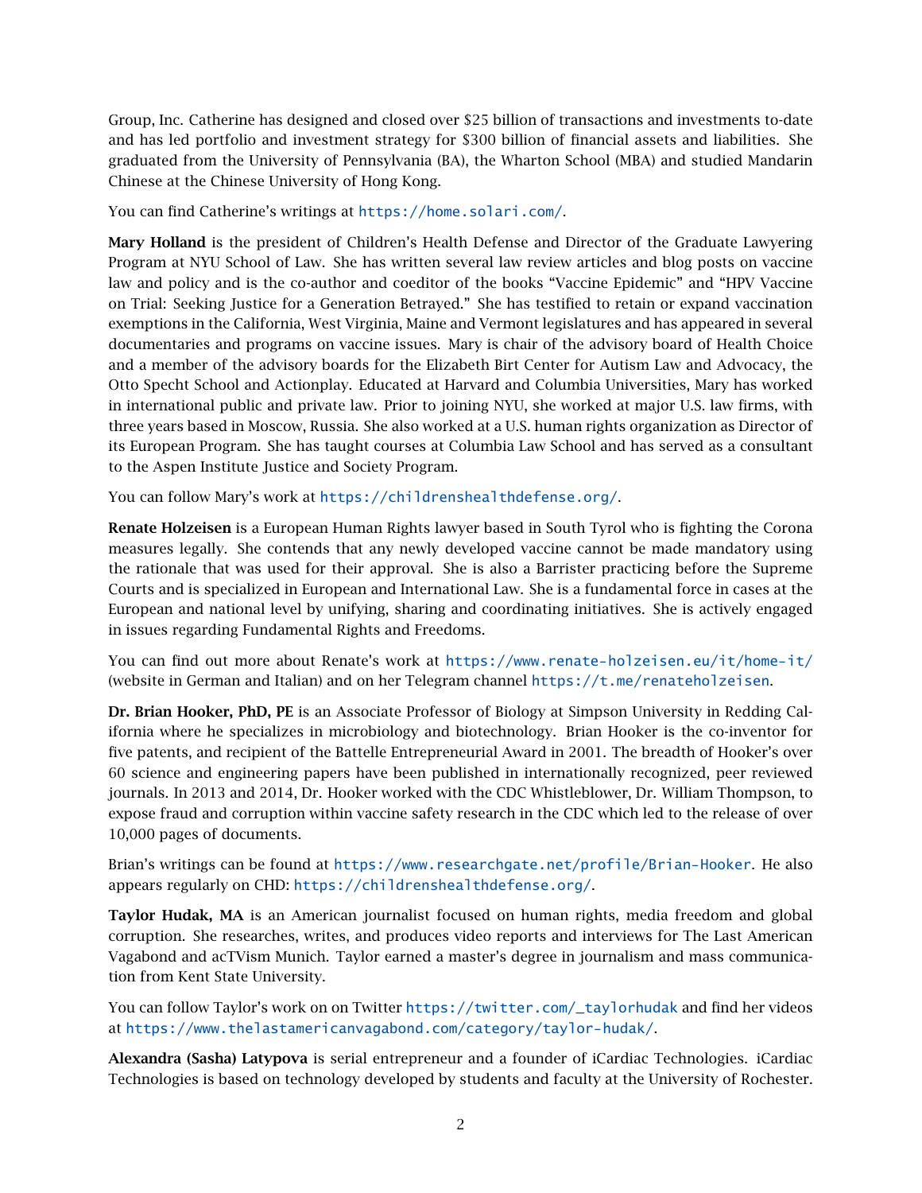Group, Inc. Catherine has designed and closed over $25 billion of transactions and investments to-date and has led portfolio and investment strategy for $300 billion of financial assets and liabilities. She graduated from the University of Pennsylvania (BA), the Wharton School (MBA) and studied Mandarin Chinese at the Chinese University of Hong Kong.

You can find Catherine's writings at https://home.solari.com/.

**Mary Holland** is the president of Children's Health Defense and Director of the Graduate Lawyering Program at NYU School of Law. She has written several law review articles and blog posts on vaccine law and policy and is the co-author and coeditor of the books "Vaccine Epidemic" and "HPV Vaccine on Trial: Seeking Justice for a Generation Betrayed." She has testified to retain or expand vaccination exemptions in the California, West Virginia, Maine and Vermont legislatures and has appeared in several documentaries and programs on vaccine issues. Mary is chair of the advisory board of Health Choice and a member of the advisory boards for the Elizabeth Birt Center for Autism Law and Advocacy, the Otto Specht School and Actionplay. Educated at Harvard and Columbia Universities, Mary has worked in international public and private law. Prior to joining NYU, she worked at major U.S. law firms, with three years based in Moscow, Russia. She also worked at a U.S. human rights organization as Director of its European Program. She has taught courses at Columbia Law School and has served as a consultant to the Aspen Institute Justice and Society Program.

You can follow Mary's work at https://childrenshealthdefense.org/.

**Renate Holzeisen** is a European Human Rights lawyer based in South Tyrol who is fighting the Corona measures legally. She contends that any newly developed vaccine cannot be made mandatory using the rationale that was used for their approval. She is also a Barrister practicing before the Supreme Courts and is specialized in European and International Law. She is a fundamental force in cases at the European and national level by unifying, sharing and coordinating initiatives. She is actively engaged in issues regarding Fundamental Rights and Freedoms.

You can find out more about Renate's work at https://www.renate-holzeisen.eu/it/home-it/ (website in German and Italian) and on her Telegram channel https://t.me/renateholzeisen.

**Dr. Brian Hooker, PhD, PE** is an Associate Professor of Biology at Simpson University in Redding California where he specializes in microbiology and biotechnology. Brian Hooker is the co-inventor for five patents, and recipient of the Battelle Entrepreneurial Award in 2001. The breadth of Hooker's over 60 science and engineering papers have been published in internationally recognized, peer reviewed journals. In 2013 and 2014, Dr. Hooker worked with the CDC Whistleblower, Dr. William Thompson, to expose fraud and corruption within vaccine safety research in the CDC which led to the release of over 10,000 pages of documents.

Brian's writings can be found at https://www.researchgate.net/profile/Brian-Hooker. He also appears regularly on CHD: https://childrenshealthdefense.org/.

**Taylor Hudak, MA** is an American journalist focused on human rights, media freedom and global corruption. She researches, writes, and produces video reports and interviews for The Last American Vagabond and acTVism Munich. Taylor earned a master's degree in journalism and mass communication from Kent State University.

You can follow Taylor's work on on Twitter https://twitter.com/_taylorhudak and find her videos at https://www.thelastamericanvagabond.com/category/taylor-hudak/.

**Alexandra (Sasha) Latypova** is serial entrepreneur and a founder of iCardiac Technologies. iCardiac Technologies is based on technology developed by students and faculty at the University of Rochester.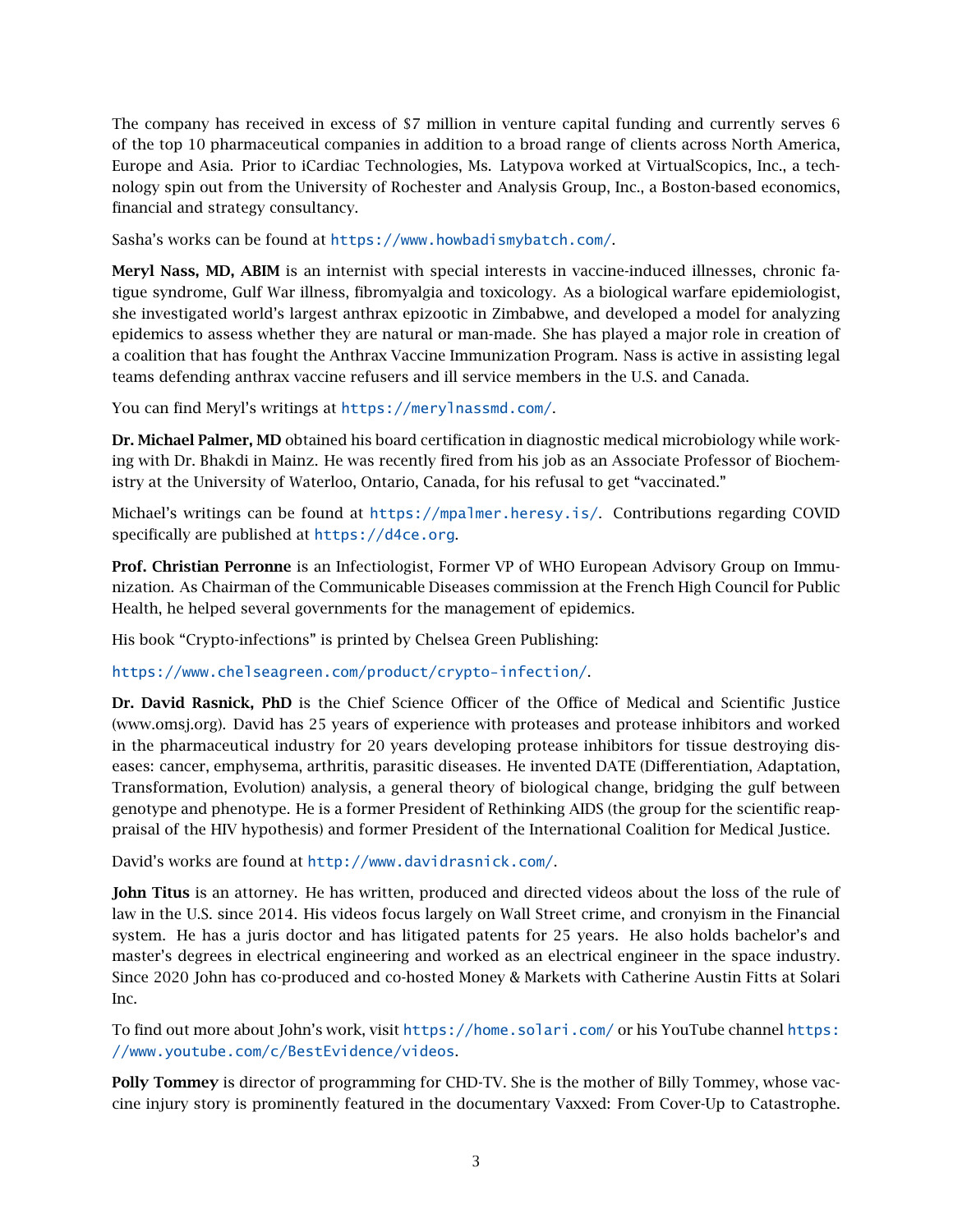The company has received in excess of $7 million in venture capital funding and currently serves 6 of the top 10 pharmaceutical companies in addition to a broad range of clients across North America, Europe and Asia. Prior to iCardiac Technologies, Ms. Latypova worked at VirtualScopics, Inc., a technology spin out from the University of Rochester and Analysis Group, Inc., a Boston-based economics, financial and strategy consultancy.

Sasha's works can be found at https://www.howbadismybatch.com/.

**Meryl Nass, MD, ABIM** is an internist with special interests in vaccine-induced illnesses, chronic fatigue syndrome, Gulf War illness, fibromyalgia and toxicology. As a biological warfare epidemiologist, she investigated world's largest anthrax epizootic in Zimbabwe, and developed a model for analyzing epidemics to assess whether they are natural or man-made. She has played a major role in creation of a coalition that has fought the Anthrax Vaccine Immunization Program. Nass is active in assisting legal teams defending anthrax vaccine refusers and ill service members in the U.S. and Canada.

You can find Meryl's writings at https://merylnassmd.com/.

**Dr. Michael Palmer, MD** obtained his board certification in diagnostic medical microbiology while working with Dr. Bhakdi in Mainz. He was recently fired from his job as an Associate Professor of Biochemistry at the University of Waterloo, Ontario, Canada, for his refusal to get "vaccinated."

Michael's writings can be found at https://mpalmer.heresy.is/. Contributions regarding COVID specifically are published at https://d4ce.org.

**Prof. Christian Perronne** is an Infectiologist, Former VP of WHO European Advisory Group on Immunization. As Chairman of the Communicable Diseases commission at the French High Council for Public Health, he helped several governments for the management of epidemics.

His book "Crypto-infections" is printed by Chelsea Green Publishing:

https://www.chelseagreen.com/product/crypto-infection/.

**Dr. David Rasnick, PhD** is the Chief Science Officer of the Office of Medical and Scientific Justice (www.omsj.org). David has 25 years of experience with proteases and protease inhibitors and worked in the pharmaceutical industry for 20 years developing protease inhibitors for tissue destroying diseases: cancer, emphysema, arthritis, parasitic diseases. He invented DATE (Differentiation, Adaptation, Transformation, Evolution) analysis, a general theory of biological change, bridging the gulf between genotype and phenotype. He is a former President of Rethinking AIDS (the group for the scientific reappraisal of the HIV hypothesis) and former President of the International Coalition for Medical Justice.

David's works are found at http://www.davidrasnick.com/.

**John Titus** is an attorney. He has written, produced and directed videos about the loss of the rule of law in the U.S. since 2014. His videos focus largely on Wall Street crime, and cronyism in the Financial system. He has a juris doctor and has litigated patents for 25 years. He also holds bachelor's and master's degrees in electrical engineering and worked as an electrical engineer in the space industry. Since 2020 John has co-produced and co-hosted Money & Markets with Catherine Austin Fitts at Solari Inc.

To find out more about John's work, visit https://home.solari.com/ or his YouTube channel https://www.youtube.com/c/BestEvidence/videos.

**Polly Tommey** is director of programming for CHD-TV. She is the mother of Billy Tommey, whose vaccine injury story is prominently featured in the documentary Vaxxed: From Cover-Up to Catastrophe.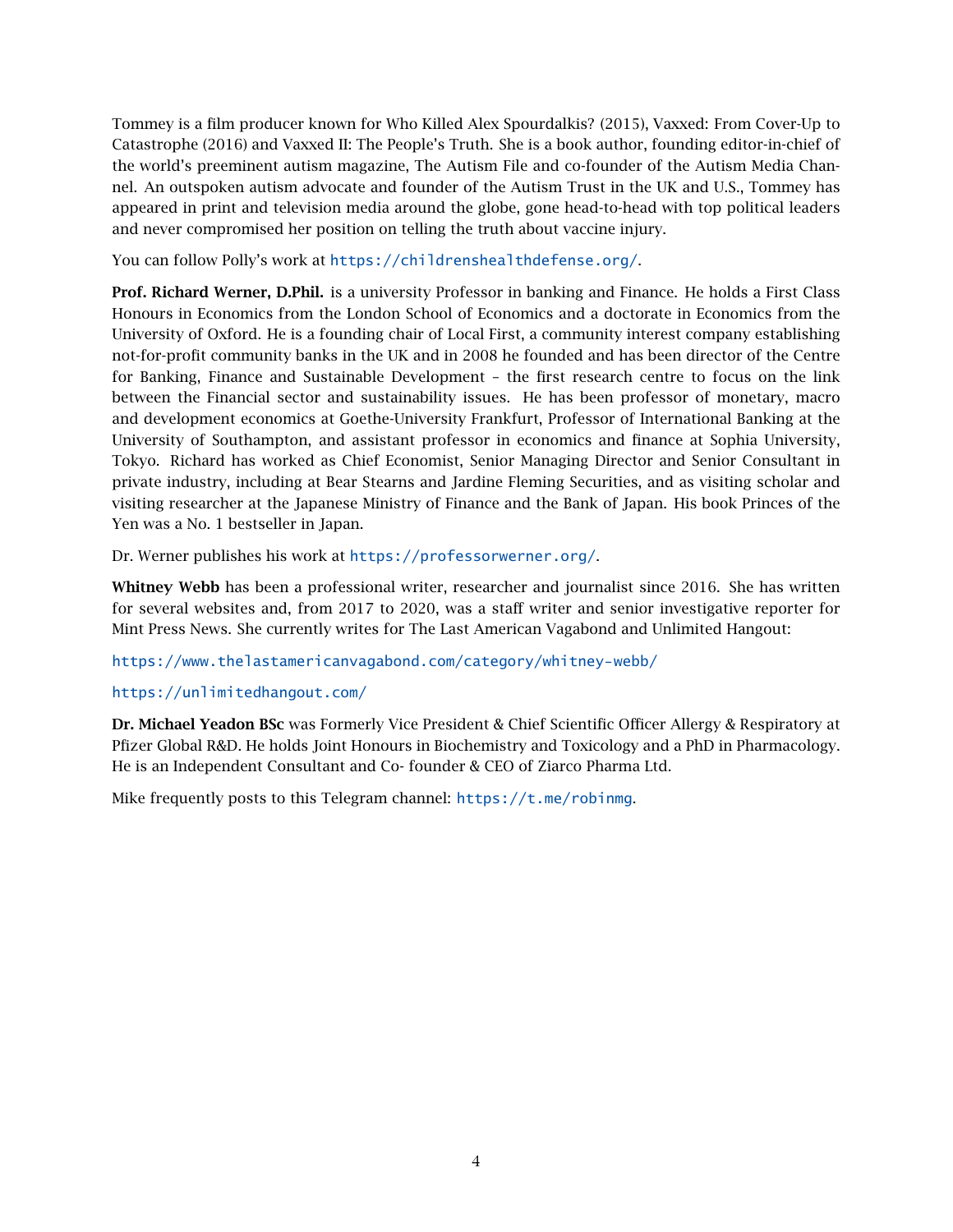Tommey is a film producer known for Who Killed Alex Spourdalkis? (2015), Vaxxed: From Cover-Up to Catastrophe (2016) and Vaxxed II: The People's Truth. She is a book author, founding editor-in-chief of the world's preeminent autism magazine, The Autism File and co-founder of the Autism Media Channel. An outspoken autism advocate and founder of the Autism Trust in the UK and U.S., Tommey has appeared in print and television media around the globe, gone head-to-head with top political leaders and never compromised her position on telling the truth about vaccine injury.

You can follow Polly's work at https://childrenshealthdefense.org/.

**Prof. Richard Werner, D.Phil.** is a university Professor in banking and Finance. He holds a First Class Honours in Economics from the London School of Economics and a doctorate in Economics from the University of Oxford. He is a founding chair of Local First, a community interest company establishing not-for-profit community banks in the UK and in 2008 he founded and has been director of the Centre for Banking, Finance and Sustainable Development – the first research centre to focus on the link between the Financial sector and sustainability issues. He has been professor of monetary, macro and development economics at Goethe-University Frankfurt, Professor of International Banking at the University of Southampton, and assistant professor in economics and finance at Sophia University, Tokyo. Richard has worked as Chief Economist, Senior Managing Director and Senior Consultant in private industry, including at Bear Stearns and Jardine Fleming Securities, and as visiting scholar and visiting researcher at the Japanese Ministry of Finance and the Bank of Japan. His book Princes of the Yen was a No. 1 bestseller in Japan.

Dr. Werner publishes his work at https://professorwerner.org/.

**Whitney Webb** has been a professional writer, researcher and journalist since 2016. She has written for several websites and, from 2017 to 2020, was a staff writer and senior investigative reporter for Mint Press News. She currently writes for The Last American Vagabond and Unlimited Hangout:

https://www.thelastamericanvagabond.com/category/whitney-webb/

https://unlimitedhangout.com/

**Dr. Michael Yeadon BSc** was Formerly Vice President & Chief Scientific Officer Allergy & Respiratory at Pfizer Global R&D. He holds Joint Honours in Biochemistry and Toxicology and a PhD in Pharmacology. He is an Independent Consultant and Co- founder & CEO of Ziarco Pharma Ltd.

Mike frequently posts to this Telegram channel: https://t.me/robinmg.